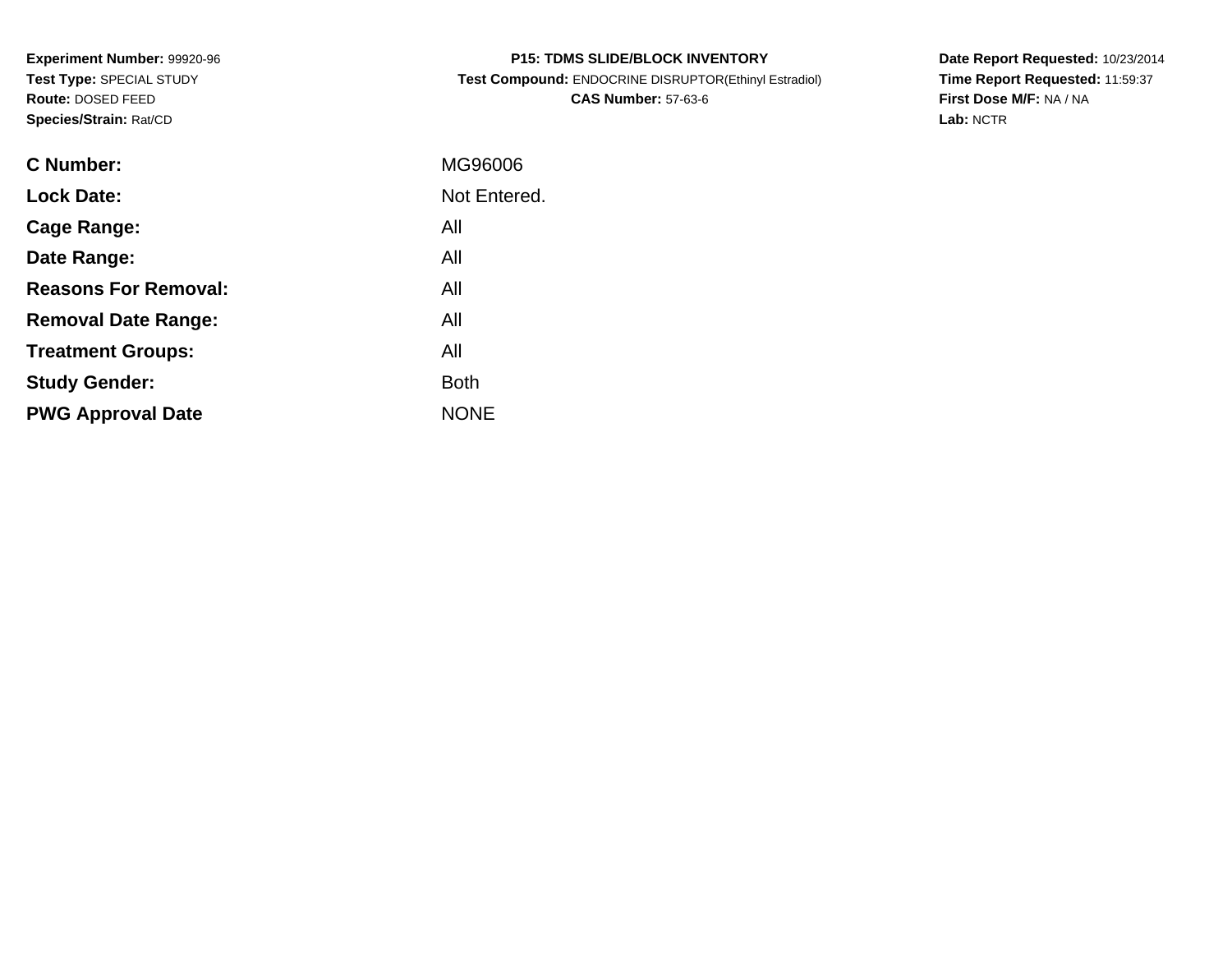**Experiment Number:** 99920-96
**Test Type:** SPECIAL STUDY
**Route:** DOSED FEED
**Species/Strain:** Rat/CD

**P15: TDMS SLIDE/BLOCK INVENTORY**
**Test Compound:** ENDOCRINE DISRUPTOR(Ethinyl Estradiol)
**CAS Number:** 57-63-6

**Date Report Requested:** 10/23/2014
**Time Report Requested:** 11:59:37
**First Dose M/F:** NA / NA
**Lab:** NCTR

| | |
|---|---|
| **C Number:** | MG96006 |
| **Lock Date:** | Not Entered. |
| **Cage Range:** | All |
| **Date Range:** | All |
| **Reasons For Removal:** | All |
| **Removal Date Range:** | All |
| **Treatment Groups:** | All |
| **Study Gender:** | Both |
| **PWG Approval Date** | NONE |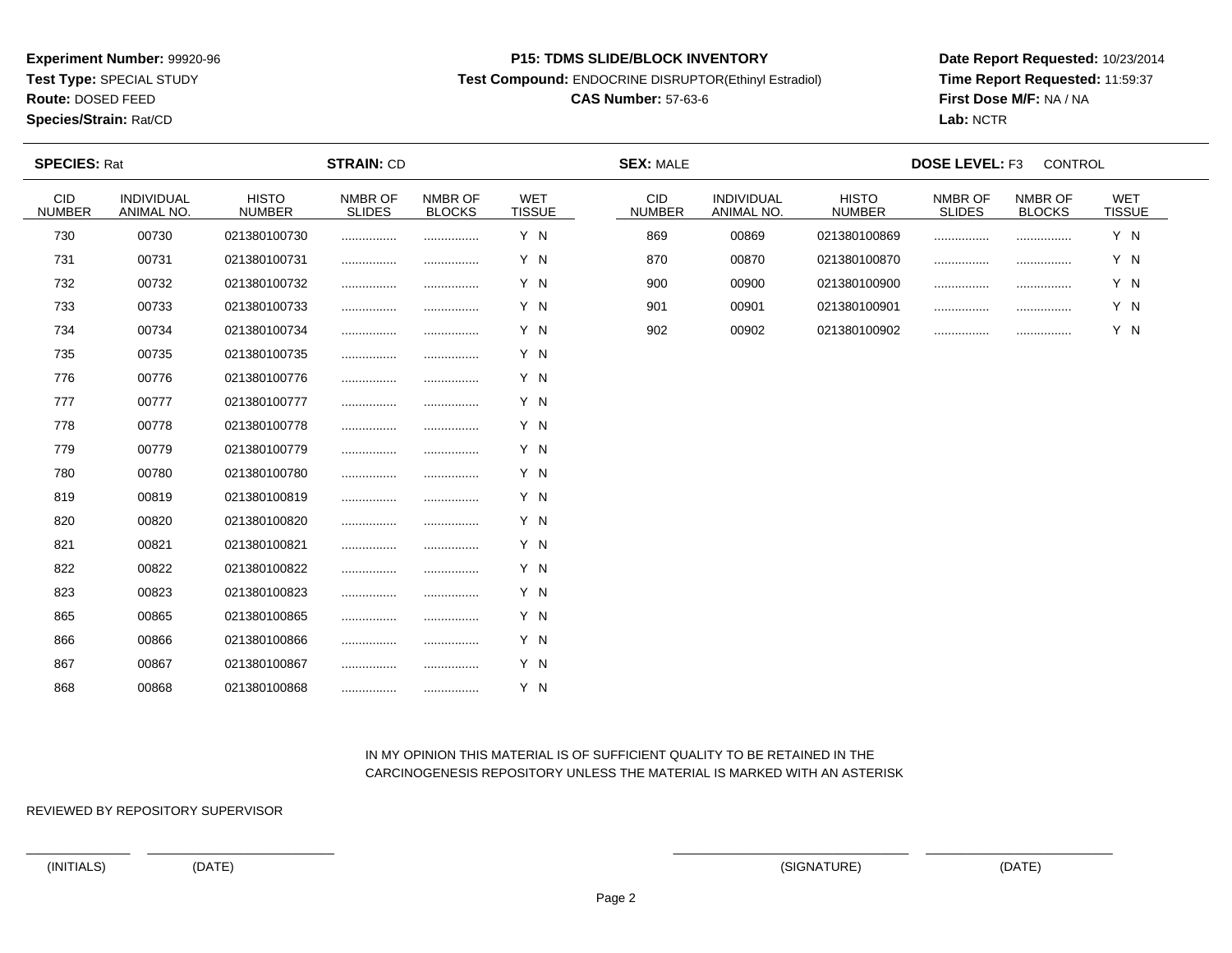**Experiment Number:** 99920-96
**Test Type:** SPECIAL STUDY
**Route:** DOSED FEED
**Species/Strain:** Rat/CD

**P15: TDMS SLIDE/BLOCK INVENTORY**
**Test Compound:** ENDOCRINE DISRUPTOR(Ethinyl Estradiol)
**CAS Number:** 57-63-6

**Date Report Requested:** 10/23/2014
**Time Report Requested:** 11:59:37
**First Dose M/F:** NA / NA
**Lab:** NCTR

**SPECIES:** Rat **STRAIN:** CD **SEX:** MALE **DOSE LEVEL:** F3 CONTROL

| CID NUMBER | INDIVIDUAL ANIMAL NO. | HISTO NUMBER | NMBR OF SLIDES | NMBR OF BLOCKS | WET TISSUE |
|---|---|---|---|---|---|
| 730 | 00730 | 021380100730 | ................ | ................ | Y N |
| 731 | 00731 | 021380100731 | ................ | ................ | Y N |
| 732 | 00732 | 021380100732 | ................ | ................ | Y N |
| 733 | 00733 | 021380100733 | ................ | ................ | Y N |
| 734 | 00734 | 021380100734 | ................ | ................ | Y N |
| 735 | 00735 | 021380100735 | ................ | ................ | Y N |
| 776 | 00776 | 021380100776 | ................ | ................ | Y N |
| 777 | 00777 | 021380100777 | ................ | ................ | Y N |
| 778 | 00778 | 021380100778 | ................ | ................ | Y N |
| 779 | 00779 | 021380100779 | ................ | ................ | Y N |
| 780 | 00780 | 021380100780 | ................ | ................ | Y N |
| 819 | 00819 | 021380100819 | ................ | ................ | Y N |
| 820 | 00820 | 021380100820 | ................ | ................ | Y N |
| 821 | 00821 | 021380100821 | ................ | ................ | Y N |
| 822 | 00822 | 021380100822 | ................ | ................ | Y N |
| 823 | 00823 | 021380100823 | ................ | ................ | Y N |
| 865 | 00865 | 021380100865 | ................ | ................ | Y N |
| 866 | 00866 | 021380100866 | ................ | ................ | Y N |
| 867 | 00867 | 021380100867 | ................ | ................ | Y N |
| 868 | 00868 | 021380100868 | ................ | ................ | Y N |
| 869 | 00869 | 021380100869 | ................ | ................ | Y N |
| 870 | 00870 | 021380100870 | ................ | ................ | Y N |
| 900 | 00900 | 021380100900 | ................ | ................ | Y N |
| 901 | 00901 | 021380100901 | ................ | ................ | Y N |
| 902 | 00902 | 021380100902 | ................ | ................ | Y N |

IN MY OPINION THIS MATERIAL IS OF SUFFICIENT QUALITY TO BE RETAINED IN THE CARCINOGENESIS REPOSITORY UNLESS THE MATERIAL IS MARKED WITH AN ASTERISK

REVIEWED BY REPOSITORY SUPERVISOR

_______________ (INITIALS) _______________ (DATE) _______________ (SIGNATURE) _______________ (DATE)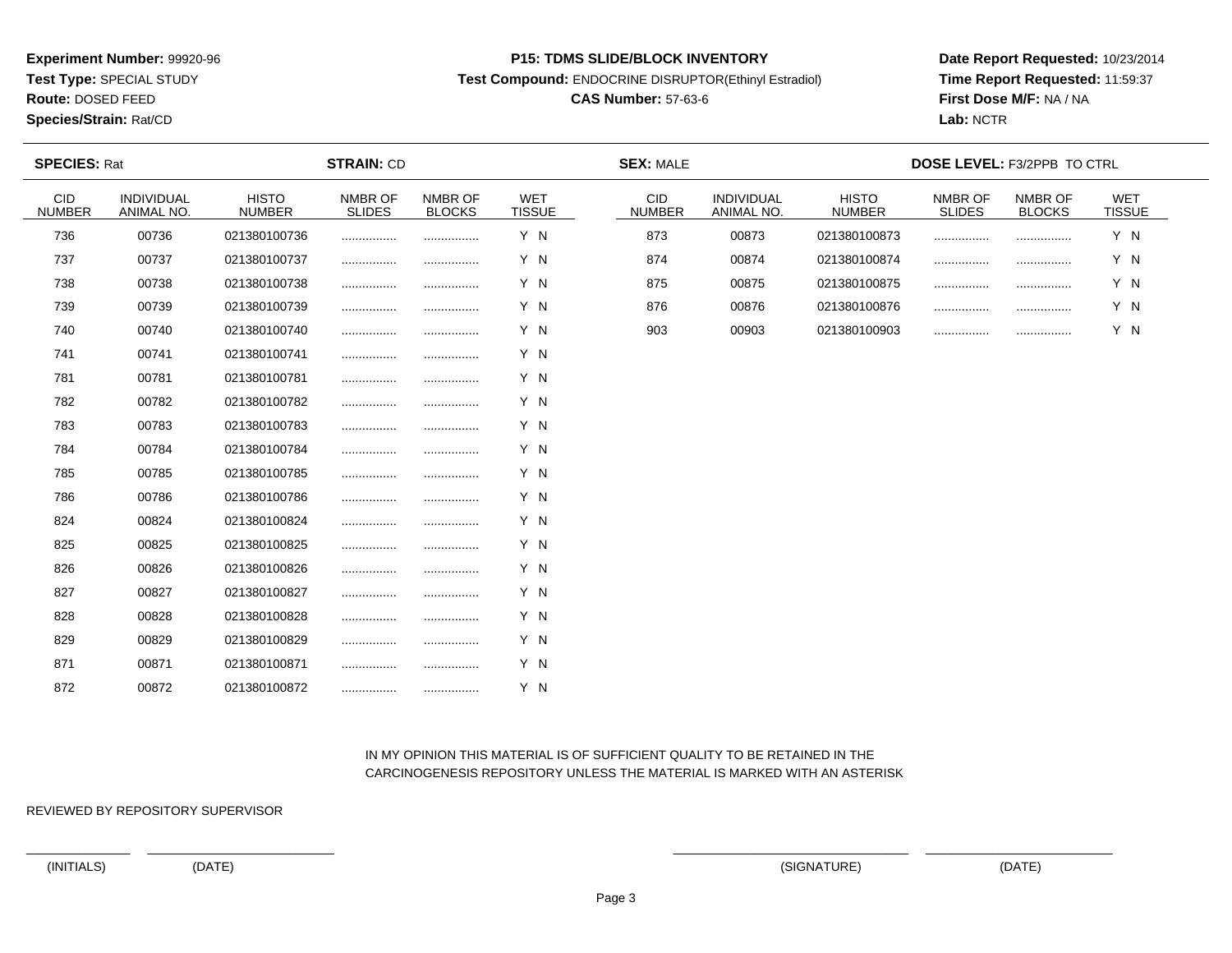**Experiment Number:** 99920-96
**Test Type:** SPECIAL STUDY
**Route:** DOSED FEED
**Species/Strain:** Rat/CD

**P15: TDMS SLIDE/BLOCK INVENTORY**
**Test Compound:** ENDOCRINE DISRUPTOR(Ethinyl Estradiol)
**CAS Number:** 57-63-6

**Date Report Requested:** 10/23/2014
**Time Report Requested:** 11:59:37
**First Dose M/F:** NA / NA
**Lab:** NCTR

**SPECIES:** Rat **STRAIN:** CD **SEX:** MALE **DOSE LEVEL:** F3/2PPB TO CTRL

| CID NUMBER | INDIVIDUAL ANIMAL NO. | HISTO NUMBER | NMBR OF SLIDES | NMBR OF BLOCKS | WET TISSUE |
|---|---|---|---|---|---|
| 736 | 00736 | 021380100736 | ................ | ................ | Y N |
| 737 | 00737 | 021380100737 | ................ | ................ | Y N |
| 738 | 00738 | 021380100738 | ................ | ................ | Y N |
| 739 | 00739 | 021380100739 | ................ | ................ | Y N |
| 740 | 00740 | 021380100740 | ................ | ................ | Y N |
| 741 | 00741 | 021380100741 | ................ | ................ | Y N |
| 781 | 00781 | 021380100781 | ................ | ................ | Y N |
| 782 | 00782 | 021380100782 | ................ | ................ | Y N |
| 783 | 00783 | 021380100783 | ................ | ................ | Y N |
| 784 | 00784 | 021380100784 | ................ | ................ | Y N |
| 785 | 00785 | 021380100785 | ................ | ................ | Y N |
| 786 | 00786 | 021380100786 | ................ | ................ | Y N |
| 824 | 00824 | 021380100824 | ................ | ................ | Y N |
| 825 | 00825 | 021380100825 | ................ | ................ | Y N |
| 826 | 00826 | 021380100826 | ................ | ................ | Y N |
| 827 | 00827 | 021380100827 | ................ | ................ | Y N |
| 828 | 00828 | 021380100828 | ................ | ................ | Y N |
| 829 | 00829 | 021380100829 | ................ | ................ | Y N |
| 871 | 00871 | 021380100871 | ................ | ................ | Y N |
| 872 | 00872 | 021380100872 | ................ | ................ | Y N |
| 873 | 00873 | 021380100873 | ................ | ................ | Y N |
| 874 | 00874 | 021380100874 | ................ | ................ | Y N |
| 875 | 00875 | 021380100875 | ................ | ................ | Y N |
| 876 | 00876 | 021380100876 | ................ | ................ | Y N |
| 903 | 00903 | 021380100903 | ................ | ................ | Y N |

IN MY OPINION THIS MATERIAL IS OF SUFFICIENT QUALITY TO BE RETAINED IN THE CARCINOGENESIS REPOSITORY UNLESS THE MATERIAL IS MARKED WITH AN ASTERISK

REVIEWED BY REPOSITORY SUPERVISOR

(INITIALS) (DATE) (SIGNATURE) (DATE)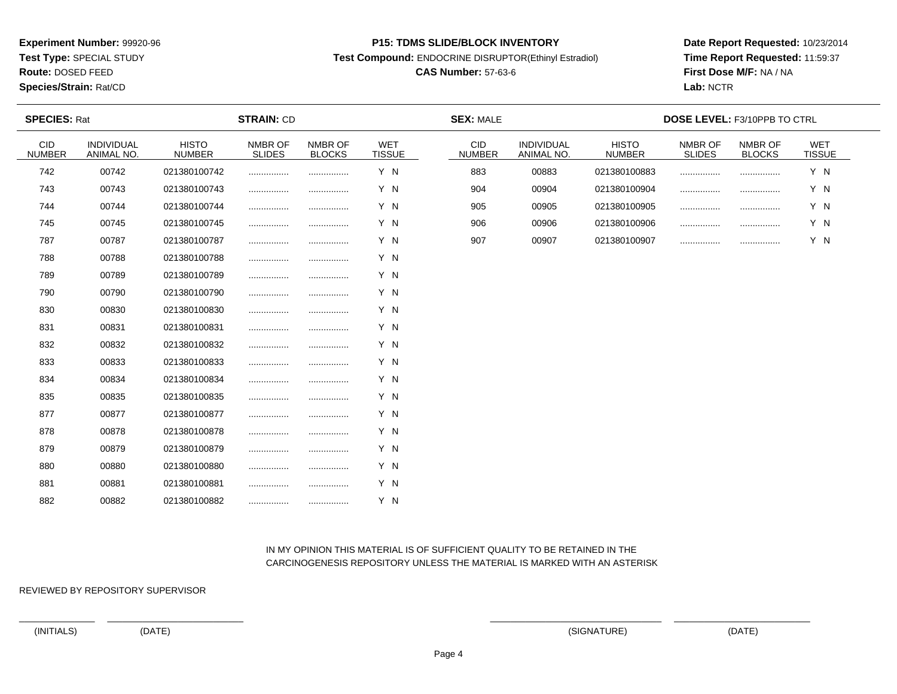**Experiment Number:** 99920-96
**Test Type:** SPECIAL STUDY
**Route:** DOSED FEED
**Species/Strain:** Rat/CD

**P15: TDMS SLIDE/BLOCK INVENTORY**
**Test Compound:** ENDOCRINE DISRUPTOR(Ethinyl Estradiol)
**CAS Number:** 57-63-6

**Date Report Requested:** 10/23/2014
**Time Report Requested:** 11:59:37
**First Dose M/F:** NA / NA
**Lab:** NCTR

**SPECIES:** Rat **STRAIN:** CD **SEX:** MALE **DOSE LEVEL:** F3/10PPB TO CTRL

| CID NUMBER | INDIVIDUAL ANIMAL NO. | HISTO NUMBER | NMBR OF SLIDES | NMBR OF BLOCKS | WET TISSUE |
|---|---|---|---|---|---|
| 742 | 00742 | 021380100742 | ................ | ................ | Y N |
| 743 | 00743 | 021380100743 | ................ | ................ | Y N |
| 744 | 00744 | 021380100744 | ................ | ................ | Y N |
| 745 | 00745 | 021380100745 | ................ | ................ | Y N |
| 787 | 00787 | 021380100787 | ................ | ................ | Y N |
| 788 | 00788 | 021380100788 | ................ | ................ | Y N |
| 789 | 00789 | 021380100789 | ................ | ................ | Y N |
| 790 | 00790 | 021380100790 | ................ | ................ | Y N |
| 830 | 00830 | 021380100830 | ................ | ................ | Y N |
| 831 | 00831 | 021380100831 | ................ | ................ | Y N |
| 832 | 00832 | 021380100832 | ................ | ................ | Y N |
| 833 | 00833 | 021380100833 | ................ | ................ | Y N |
| 834 | 00834 | 021380100834 | ................ | ................ | Y N |
| 835 | 00835 | 021380100835 | ................ | ................ | Y N |
| 877 | 00877 | 021380100877 | ................ | ................ | Y N |
| 878 | 00878 | 021380100878 | ................ | ................ | Y N |
| 879 | 00879 | 021380100879 | ................ | ................ | Y N |
| 880 | 00880 | 021380100880 | ................ | ................ | Y N |
| 881 | 00881 | 021380100881 | ................ | ................ | Y N |
| 882 | 00882 | 021380100882 | ................ | ................ | Y N |
| 883 | 00883 | 021380100883 | ................ | ................ | Y N |
| 904 | 00904 | 021380100904 | ................ | ................ | Y N |
| 905 | 00905 | 021380100905 | ................ | ................ | Y N |
| 906 | 00906 | 021380100906 | ................ | ................ | Y N |
| 907 | 00907 | 021380100907 | ................ | ................ | Y N |

IN MY OPINION THIS MATERIAL IS OF SUFFICIENT QUALITY TO BE RETAINED IN THE CARCINOGENESIS REPOSITORY UNLESS THE MATERIAL IS MARKED WITH AN ASTERISK

REVIEWED BY REPOSITORY SUPERVISOR

(INITIALS) (DATE) (SIGNATURE) (DATE)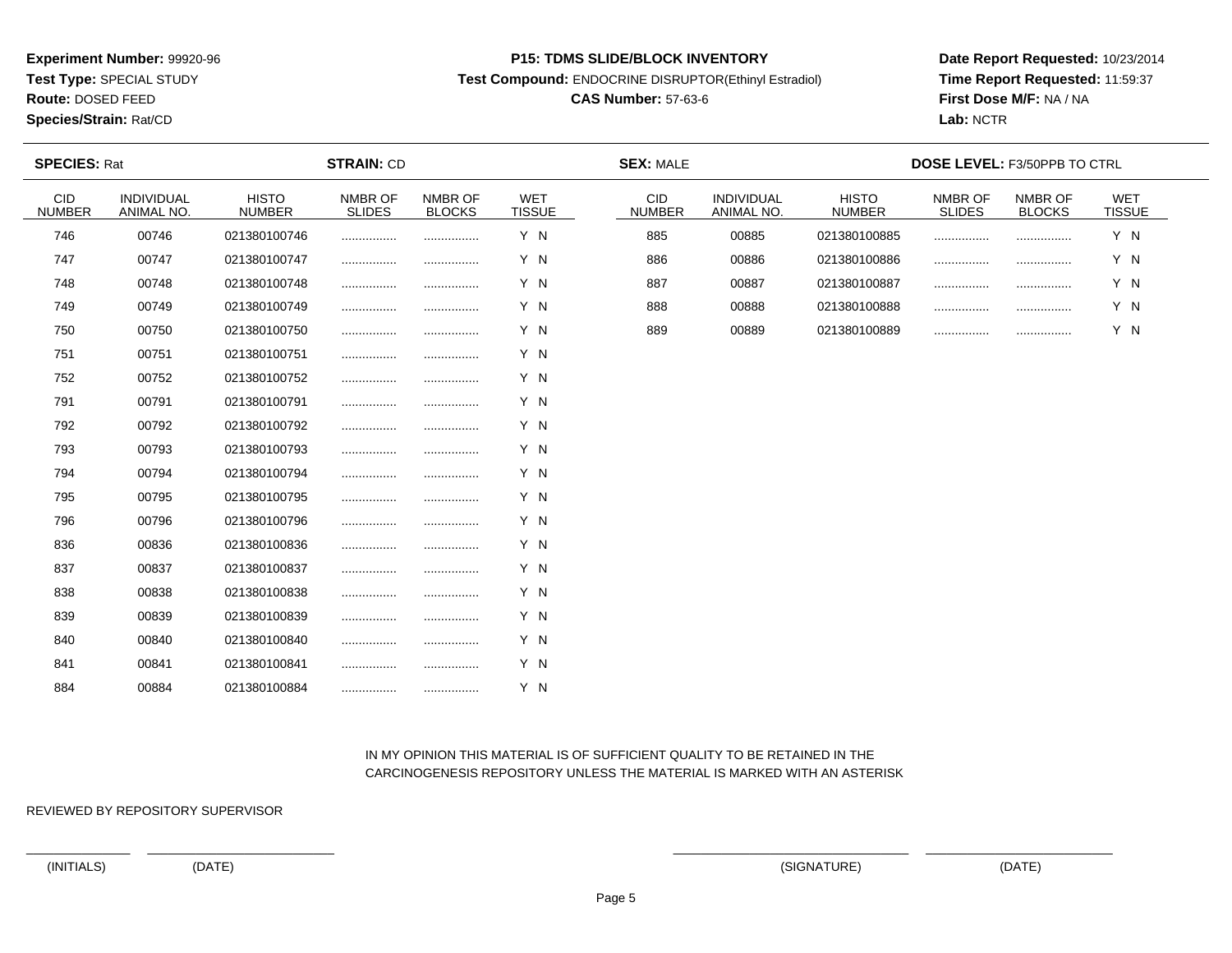**Experiment Number:** 99920-96
**Test Type:** SPECIAL STUDY
**Route:** DOSED FEED
**Species/Strain:** Rat/CD

**P15: TDMS SLIDE/BLOCK INVENTORY**
**Test Compound:** ENDOCRINE DISRUPTOR(Ethinyl Estradiol)
**CAS Number:** 57-63-6

**Date Report Requested:** 10/23/2014
**Time Report Requested:** 11:59:37
**First Dose M/F:** NA / NA
**Lab:** NCTR

**SPECIES:** Rat **STRAIN:** CD **SEX:** MALE **DOSE LEVEL:** F3/50PPB TO CTRL

| CID NUMBER | INDIVIDUAL ANIMAL NO. | HISTO NUMBER | NMBR OF SLIDES | NMBR OF BLOCKS | WET TISSUE |
|---|---|---|---|---|---|
| 746 | 00746 | 021380100746 | ................ | ................ | Y N |
| 747 | 00747 | 021380100747 | ................ | ................ | Y N |
| 748 | 00748 | 021380100748 | ................ | ................ | Y N |
| 749 | 00749 | 021380100749 | ................ | ................ | Y N |
| 750 | 00750 | 021380100750 | ................ | ................ | Y N |
| 751 | 00751 | 021380100751 | ................ | ................ | Y N |
| 752 | 00752 | 021380100752 | ................ | ................ | Y N |
| 791 | 00791 | 021380100791 | ................ | ................ | Y N |
| 792 | 00792 | 021380100792 | ................ | ................ | Y N |
| 793 | 00793 | 021380100793 | ................ | ................ | Y N |
| 794 | 00794 | 021380100794 | ................ | ................ | Y N |
| 795 | 00795 | 021380100795 | ................ | ................ | Y N |
| 796 | 00796 | 021380100796 | ................ | ................ | Y N |
| 836 | 00836 | 021380100836 | ................ | ................ | Y N |
| 837 | 00837 | 021380100837 | ................ | ................ | Y N |
| 838 | 00838 | 021380100838 | ................ | ................ | Y N |
| 839 | 00839 | 021380100839 | ................ | ................ | Y N |
| 840 | 00840 | 021380100840 | ................ | ................ | Y N |
| 841 | 00841 | 021380100841 | ................ | ................ | Y N |
| 884 | 00884 | 021380100884 | ................ | ................ | Y N |
| 885 | 00885 | 021380100885 | ................ | ................ | Y N |
| 886 | 00886 | 021380100886 | ................ | ................ | Y N |
| 887 | 00887 | 021380100887 | ................ | ................ | Y N |
| 888 | 00888 | 021380100888 | ................ | ................ | Y N |
| 889 | 00889 | 021380100889 | ................ | ................ | Y N |

IN MY OPINION THIS MATERIAL IS OF SUFFICIENT QUALITY TO BE RETAINED IN THE CARCINOGENESIS REPOSITORY UNLESS THE MATERIAL IS MARKED WITH AN ASTERISK

REVIEWED BY REPOSITORY SUPERVISOR

(INITIALS) (DATE) (SIGNATURE) (DATE)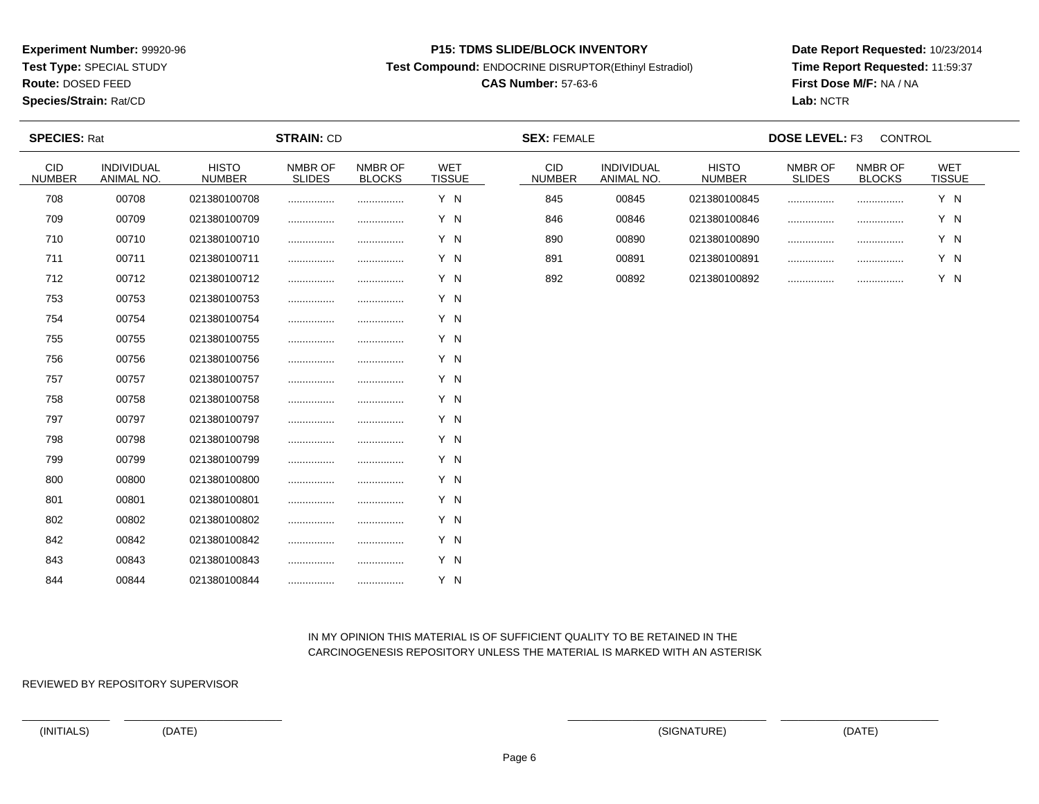**Experiment Number:** 99920-96
**Test Type:** SPECIAL STUDY
**Route:** DOSED FEED
**Species/Strain:** Rat/CD

**P15: TDMS SLIDE/BLOCK INVENTORY**
**Test Compound:** ENDOCRINE DISRUPTOR(Ethinyl Estradiol)
**CAS Number:** 57-63-6

**Date Report Requested:** 10/23/2014
**Time Report Requested:** 11:59:37
**First Dose M/F:** NA / NA
**Lab:** NCTR

**SPECIES:** Rat **STRAIN:** CD **SEX:** FEMALE **DOSE LEVEL:** F3 CONTROL

| CID NUMBER | INDIVIDUAL ANIMAL NO. | HISTO NUMBER | NMBR OF SLIDES | NMBR OF BLOCKS | WET TISSUE |
|---|---|---|---|---|---|
| 708 | 00708 | 021380100708 | ................ | ................ | Y N |
| 709 | 00709 | 021380100709 | ................ | ................ | Y N |
| 710 | 00710 | 021380100710 | ................ | ................ | Y N |
| 711 | 00711 | 021380100711 | ................ | ................ | Y N |
| 712 | 00712 | 021380100712 | ................ | ................ | Y N |
| 753 | 00753 | 021380100753 | ................ | ................ | Y N |
| 754 | 00754 | 021380100754 | ................ | ................ | Y N |
| 755 | 00755 | 021380100755 | ................ | ................ | Y N |
| 756 | 00756 | 021380100756 | ................ | ................ | Y N |
| 757 | 00757 | 021380100757 | ................ | ................ | Y N |
| 758 | 00758 | 021380100758 | ................ | ................ | Y N |
| 797 | 00797 | 021380100797 | ................ | ................ | Y N |
| 798 | 00798 | 021380100798 | ................ | ................ | Y N |
| 799 | 00799 | 021380100799 | ................ | ................ | Y N |
| 800 | 00800 | 021380100800 | ................ | ................ | Y N |
| 801 | 00801 | 021380100801 | ................ | ................ | Y N |
| 802 | 00802 | 021380100802 | ................ | ................ | Y N |
| 842 | 00842 | 021380100842 | ................ | ................ | Y N |
| 843 | 00843 | 021380100843 | ................ | ................ | Y N |
| 844 | 00844 | 021380100844 | ................ | ................ | Y N |
| 845 | 00845 | 021380100845 | ................ | ................ | Y N |
| 846 | 00846 | 021380100846 | ................ | ................ | Y N |
| 890 | 00890 | 021380100890 | ................ | ................ | Y N |
| 891 | 00891 | 021380100891 | ................ | ................ | Y N |
| 892 | 00892 | 021380100892 | ................ | ................ | Y N |

IN MY OPINION THIS MATERIAL IS OF SUFFICIENT QUALITY TO BE RETAINED IN THE CARCINOGENESIS REPOSITORY UNLESS THE MATERIAL IS MARKED WITH AN ASTERISK

REVIEWED BY REPOSITORY SUPERVISOR

(INITIALS) (DATE) (SIGNATURE) (DATE)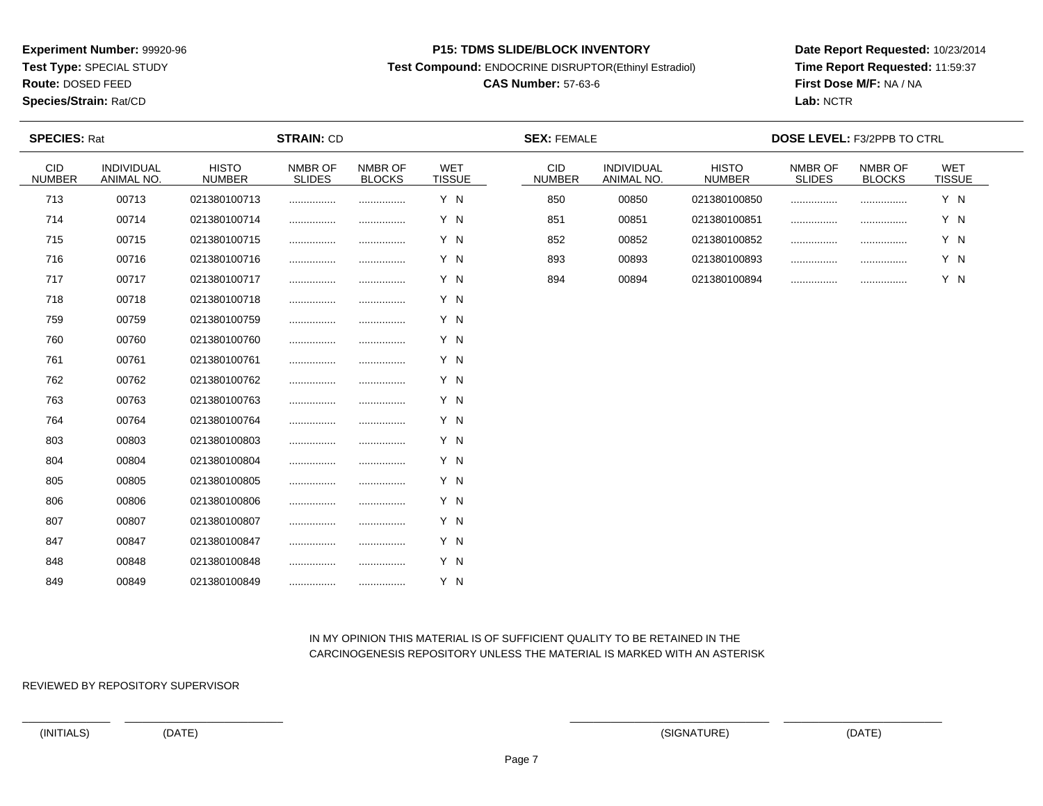**Experiment Number:** 99920-96
**Test Type:** SPECIAL STUDY
**Route:** DOSED FEED
**Species/Strain:** Rat/CD

**P15: TDMS SLIDE/BLOCK INVENTORY**
**Test Compound:** ENDOCRINE DISRUPTOR(Ethinyl Estradiol)
**CAS Number:** 57-63-6

**Date Report Requested:** 10/23/2014
**Time Report Requested:** 11:59:37
**First Dose M/F:** NA / NA
**Lab:** NCTR

**SPECIES:** Rat **STRAIN:** CD **SEX:** FEMALE **DOSE LEVEL:** F3/2PPB TO CTRL

| CID NUMBER | INDIVIDUAL ANIMAL NO. | HISTO NUMBER | NMBR OF SLIDES | NMBR OF BLOCKS | WET TISSUE |
|---|---|---|---|---|---|
| 713 | 00713 | 021380100713 | ................ | ................ | Y N |
| 714 | 00714 | 021380100714 | ................ | ................ | Y N |
| 715 | 00715 | 021380100715 | ................ | ................ | Y N |
| 716 | 00716 | 021380100716 | ................ | ................ | Y N |
| 717 | 00717 | 021380100717 | ................ | ................ | Y N |
| 718 | 00718 | 021380100718 | ................ | ................ | Y N |
| 759 | 00759 | 021380100759 | ................ | ................ | Y N |
| 760 | 00760 | 021380100760 | ................ | ................ | Y N |
| 761 | 00761 | 021380100761 | ................ | ................ | Y N |
| 762 | 00762 | 021380100762 | ................ | ................ | Y N |
| 763 | 00763 | 021380100763 | ................ | ................ | Y N |
| 764 | 00764 | 021380100764 | ................ | ................ | Y N |
| 803 | 00803 | 021380100803 | ................ | ................ | Y N |
| 804 | 00804 | 021380100804 | ................ | ................ | Y N |
| 805 | 00805 | 021380100805 | ................ | ................ | Y N |
| 806 | 00806 | 021380100806 | ................ | ................ | Y N |
| 807 | 00807 | 021380100807 | ................ | ................ | Y N |
| 847 | 00847 | 021380100847 | ................ | ................ | Y N |
| 848 | 00848 | 021380100848 | ................ | ................ | Y N |
| 849 | 00849 | 021380100849 | ................ | ................ | Y N |
| 850 | 00850 | 021380100850 | ................ | ................ | Y N |
| 851 | 00851 | 021380100851 | ................ | ................ | Y N |
| 852 | 00852 | 021380100852 | ................ | ................ | Y N |
| 893 | 00893 | 021380100893 | ................ | ................ | Y N |
| 894 | 00894 | 021380100894 | ................ | ................ | Y N |

IN MY OPINION THIS MATERIAL IS OF SUFFICIENT QUALITY TO BE RETAINED IN THE CARCINOGENESIS REPOSITORY UNLESS THE MATERIAL IS MARKED WITH AN ASTERISK

REVIEWED BY REPOSITORY SUPERVISOR

(INITIALS) (DATE) (SIGNATURE) (DATE)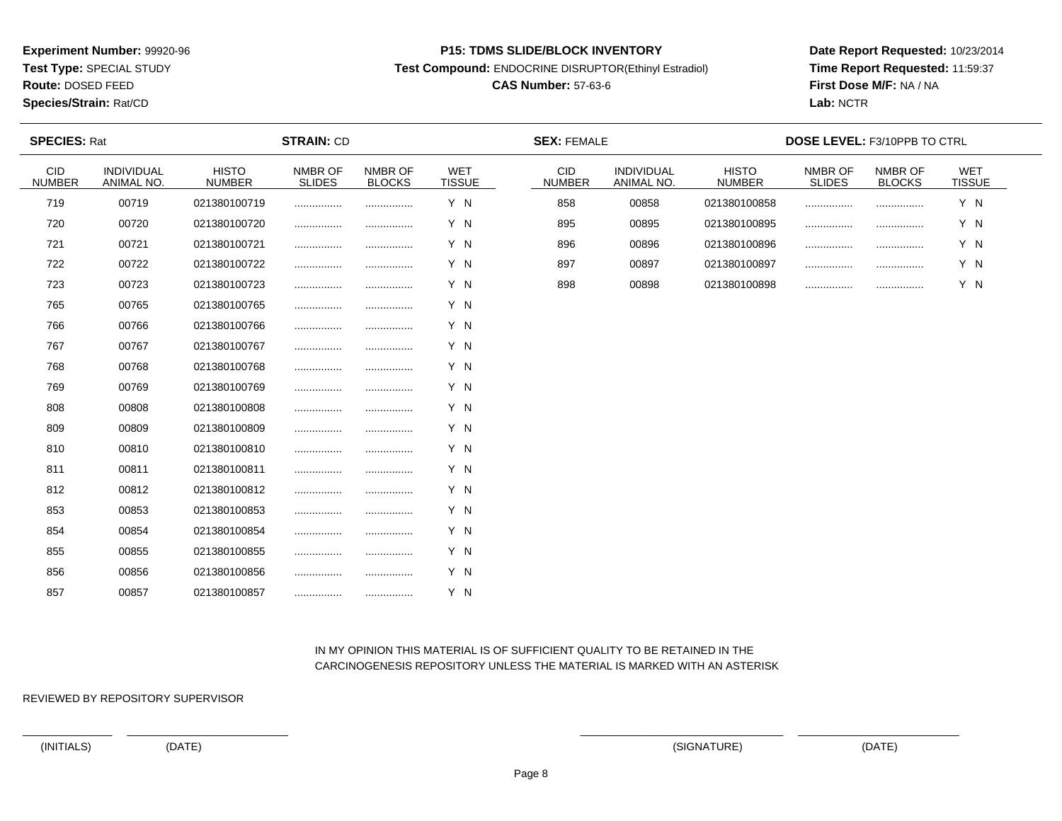**Experiment Number:** 99920-96
**Test Type:** SPECIAL STUDY
**Route:** DOSED FEED
**Species/Strain:** Rat/CD

**P15: TDMS SLIDE/BLOCK INVENTORY**
**Test Compound:** ENDOCRINE DISRUPTOR(Ethinyl Estradiol)
**CAS Number:** 57-63-6

**Date Report Requested:** 10/23/2014
**Time Report Requested:** 11:59:37
**First Dose M/F:** NA / NA
**Lab:** NCTR

**SPECIES:** Rat **STRAIN:** CD **SEX:** FEMALE **DOSE LEVEL:** F3/10PPB TO CTRL

| CID NUMBER | INDIVIDUAL ANIMAL NO. | HISTO NUMBER | NMBR OF SLIDES | NMBR OF BLOCKS | WET TISSUE |
|---|---|---|---|---|---|
| 719 | 00719 | 021380100719 | ................ | ................ | Y N |
| 720 | 00720 | 021380100720 | ................ | ................ | Y N |
| 721 | 00721 | 021380100721 | ................ | ................ | Y N |
| 722 | 00722 | 021380100722 | ................ | ................ | Y N |
| 723 | 00723 | 021380100723 | ................ | ................ | Y N |
| 765 | 00765 | 021380100765 | ................ | ................ | Y N |
| 766 | 00766 | 021380100766 | ................ | ................ | Y N |
| 767 | 00767 | 021380100767 | ................ | ................ | Y N |
| 768 | 00768 | 021380100768 | ................ | ................ | Y N |
| 769 | 00769 | 021380100769 | ................ | ................ | Y N |
| 808 | 00808 | 021380100808 | ................ | ................ | Y N |
| 809 | 00809 | 021380100809 | ................ | ................ | Y N |
| 810 | 00810 | 021380100810 | ................ | ................ | Y N |
| 811 | 00811 | 021380100811 | ................ | ................ | Y N |
| 812 | 00812 | 021380100812 | ................ | ................ | Y N |
| 853 | 00853 | 021380100853 | ................ | ................ | Y N |
| 854 | 00854 | 021380100854 | ................ | ................ | Y N |
| 855 | 00855 | 021380100855 | ................ | ................ | Y N |
| 856 | 00856 | 021380100856 | ................ | ................ | Y N |
| 857 | 00857 | 021380100857 | ................ | ................ | Y N |
| 858 | 00858 | 021380100858 | ................ | ................ | Y N |
| 895 | 00895 | 021380100895 | ................ | ................ | Y N |
| 896 | 00896 | 021380100896 | ................ | ................ | Y N |
| 897 | 00897 | 021380100897 | ................ | ................ | Y N |
| 898 | 00898 | 021380100898 | ................ | ................ | Y N |

IN MY OPINION THIS MATERIAL IS OF SUFFICIENT QUALITY TO BE RETAINED IN THE CARCINOGENESIS REPOSITORY UNLESS THE MATERIAL IS MARKED WITH AN ASTERISK

REVIEWED BY REPOSITORY SUPERVISOR

(INITIALS) (DATE) (SIGNATURE) (DATE)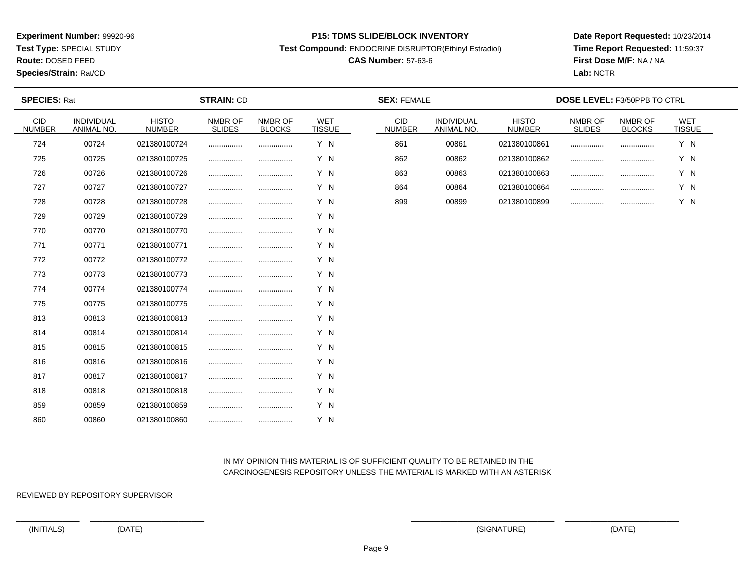**Experiment Number:** 99920-96
**Test Type:** SPECIAL STUDY
**Route:** DOSED FEED
**Species/Strain:** Rat/CD

**P15: TDMS SLIDE/BLOCK INVENTORY**
**Test Compound:** ENDOCRINE DISRUPTOR(Ethinyl Estradiol)
**CAS Number:** 57-63-6

**Date Report Requested:** 10/23/2014
**Time Report Requested:** 11:59:37
**First Dose M/F:** NA / NA
**Lab:** NCTR

**SPECIES:** Rat **STRAIN:** CD **SEX:** FEMALE **DOSE LEVEL:** F3/50PPB TO CTRL

| CID NUMBER | INDIVIDUAL ANIMAL NO. | HISTO NUMBER | NMBR OF SLIDES | NMBR OF BLOCKS | WET TISSUE |
|---|---|---|---|---|---|
| 724 | 00724 | 021380100724 | ................ | ................ | Y N |
| 725 | 00725 | 021380100725 | ................ | ................ | Y N |
| 726 | 00726 | 021380100726 | ................ | ................ | Y N |
| 727 | 00727 | 021380100727 | ................ | ................ | Y N |
| 728 | 00728 | 021380100728 | ................ | ................ | Y N |
| 729 | 00729 | 021380100729 | ................ | ................ | Y N |
| 770 | 00770 | 021380100770 | ................ | ................ | Y N |
| 771 | 00771 | 021380100771 | ................ | ................ | Y N |
| 772 | 00772 | 021380100772 | ................ | ................ | Y N |
| 773 | 00773 | 021380100773 | ................ | ................ | Y N |
| 774 | 00774 | 021380100774 | ................ | ................ | Y N |
| 775 | 00775 | 021380100775 | ................ | ................ | Y N |
| 813 | 00813 | 021380100813 | ................ | ................ | Y N |
| 814 | 00814 | 021380100814 | ................ | ................ | Y N |
| 815 | 00815 | 021380100815 | ................ | ................ | Y N |
| 816 | 00816 | 021380100816 | ................ | ................ | Y N |
| 817 | 00817 | 021380100817 | ................ | ................ | Y N |
| 818 | 00818 | 021380100818 | ................ | ................ | Y N |
| 859 | 00859 | 021380100859 | ................ | ................ | Y N |
| 860 | 00860 | 021380100860 | ................ | ................ | Y N |
| 861 | 00861 | 021380100861 | ................ | ................ | Y N |
| 862 | 00862 | 021380100862 | ................ | ................ | Y N |
| 863 | 00863 | 021380100863 | ................ | ................ | Y N |
| 864 | 00864 | 021380100864 | ................ | ................ | Y N |
| 899 | 00899 | 021380100899 | ................ | ................ | Y N |

IN MY OPINION THIS MATERIAL IS OF SUFFICIENT QUALITY TO BE RETAINED IN THE CARCINOGENESIS REPOSITORY UNLESS THE MATERIAL IS MARKED WITH AN ASTERISK

REVIEWED BY REPOSITORY SUPERVISOR

(INITIALS) (DATE) (SIGNATURE) (DATE)